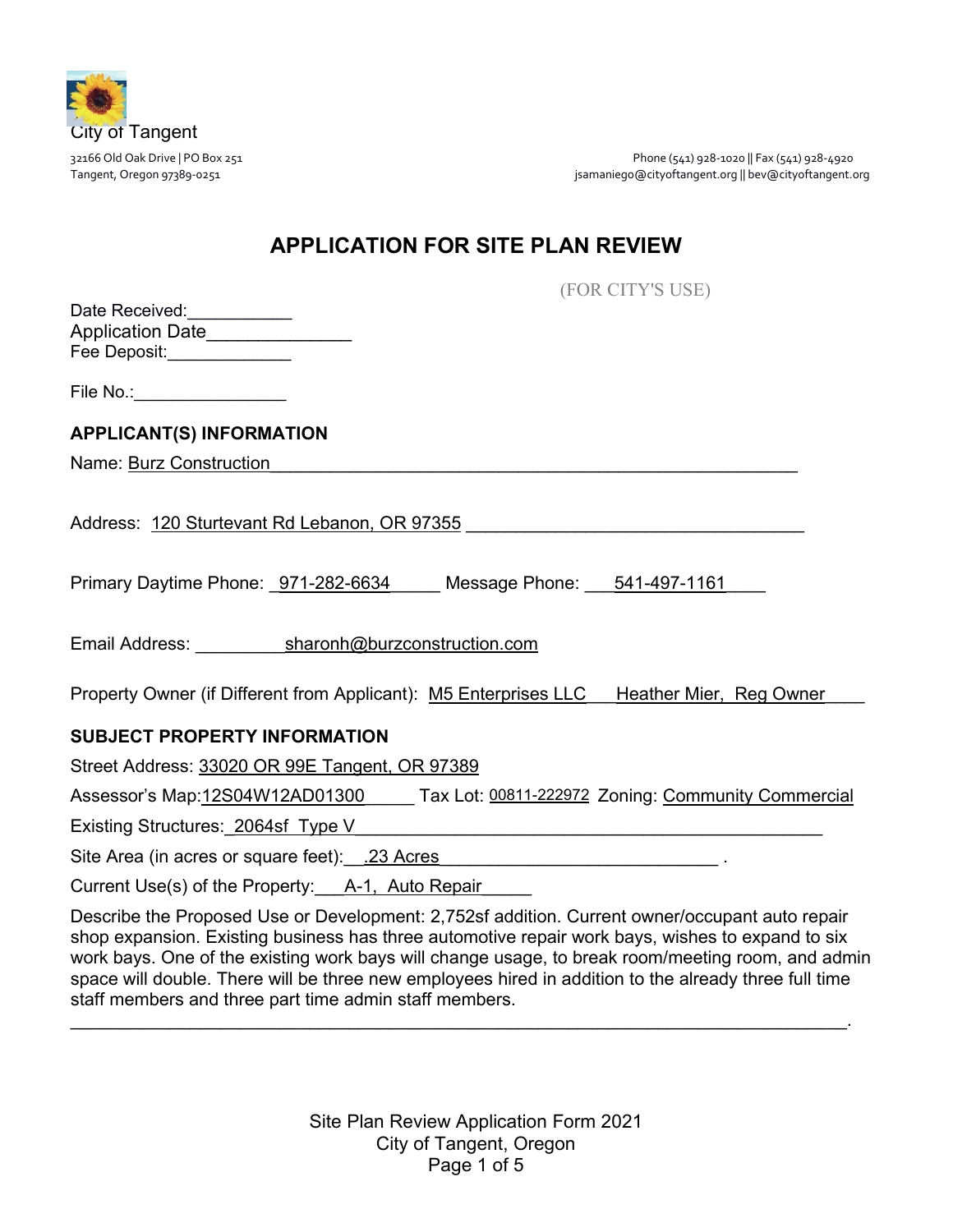City of Tangent

32166 Old Oak Drive | PO Box 251
Tangent, Oregon 97389-0251

Phone (541) 928-1020 || Fax (541) 928-4920
jsamaniego@cityoftangent.org || bev@cityoftangent.org

# APPLICATION FOR SITE PLAN REVIEW

(FOR CITY'S USE)

Date Received:___________
Application Date______________
Fee Deposit:_____________

File No.:________________

## APPLICANT(S) INFORMATION

Name: Burz Construction

Address: 120 Sturtevant Rd Lebanon, OR 97355

Primary Daytime Phone: 971-282-6634 Message Phone: 541-497-1161

Email Address: sharonh@burzconstruction.com

Property Owner (if Different from Applicant): M5 Enterprises LLC Heather Mier, Reg Owner

## SUBJECT PROPERTY INFORMATION

Street Address: 33020 OR 99E Tangent, OR 97389

Assessor's Map: 12S04W12AD01300 Tax Lot: 00811-222972 Zoning: Community Commercial

Existing Structures: 2064sf Type V

Site Area (in acres or square feet): .23 Acres

Current Use(s) of the Property: A-1, Auto Repair

Describe the Proposed Use or Development: 2,752sf addition. Current owner/occupant auto repair shop expansion. Existing business has three automotive repair work bays, wishes to expand to six work bays. One of the existing work bays will change usage, to break room/meeting room, and admin space will double. There will be three new employees hired in addition to the already three full time staff members and three part time admin staff members.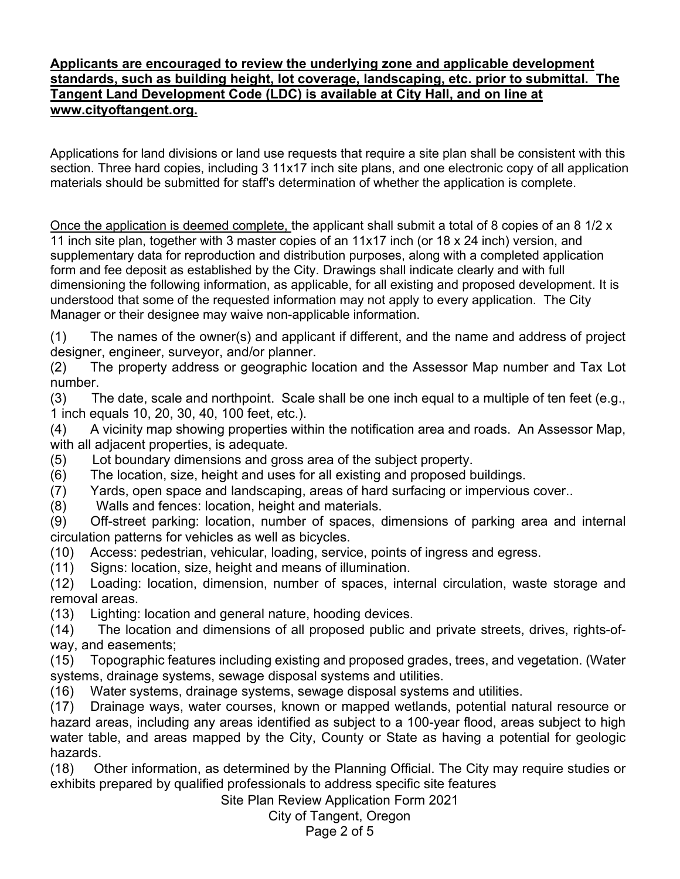**<u>Applicants are encouraged to review the underlying zone and applicable development standards, such as building height, lot coverage, landscaping, etc. prior to submittal. The Tangent Land Development Code (LDC) is available at City Hall, and on line at www.cityoftangent.org.</u>**

Applications for land divisions or land use requests that require a site plan shall be consistent with this section. Three hard copies, including 3 11x17 inch site plans, and one electronic copy of all application materials should be submitted for staff's determination of whether the application is complete.

<u>Once the application is deemed complete,</u> the applicant shall submit a total of 8 copies of an 8 1/2 x 11 inch site plan, together with 3 master copies of an 11x17 inch (or 18 x 24 inch) version, and supplementary data for reproduction and distribution purposes, along with a completed application form and fee deposit as established by the City. Drawings shall indicate clearly and with full dimensioning the following information, as applicable, for all existing and proposed development. It is understood that some of the requested information may not apply to every application. The City Manager or their designee may waive non-applicable information.

(1) The names of the owner(s) and applicant if different, and the name and address of project designer, engineer, surveyor, and/or planner.

(2) The property address or geographic location and the Assessor Map number and Tax Lot number.

(3) The date, scale and northpoint. Scale shall be one inch equal to a multiple of ten feet (e.g., 1 inch equals 10, 20, 30, 40, 100 feet, etc.).

(4) A vicinity map showing properties within the notification area and roads. An Assessor Map, with all adjacent properties, is adequate.

(5) Lot boundary dimensions and gross area of the subject property.

(6) The location, size, height and uses for all existing and proposed buildings.

(7) Yards, open space and landscaping, areas of hard surfacing or impervious cover..

(8) Walls and fences: location, height and materials.

(9) Off-street parking: location, number of spaces, dimensions of parking area and internal circulation patterns for vehicles as well as bicycles.

(10) Access: pedestrian, vehicular, loading, service, points of ingress and egress.

(11) Signs: location, size, height and means of illumination.

(12) Loading: location, dimension, number of spaces, internal circulation, waste storage and removal areas.

(13) Lighting: location and general nature, hooding devices.

(14) The location and dimensions of all proposed public and private streets, drives, rights-of-way, and easements;

(15) Topographic features including existing and proposed grades, trees, and vegetation. (Water systems, drainage systems, sewage disposal systems and utilities.

(16) Water systems, drainage systems, sewage disposal systems and utilities.

(17) Drainage ways, water courses, known or mapped wetlands, potential natural resource or hazard areas, including any areas identified as subject to a 100-year flood, areas subject to high water table, and areas mapped by the City, County or State as having a potential for geologic hazards.

(18) Other information, as determined by the Planning Official. The City may require studies or exhibits prepared by qualified professionals to address specific site features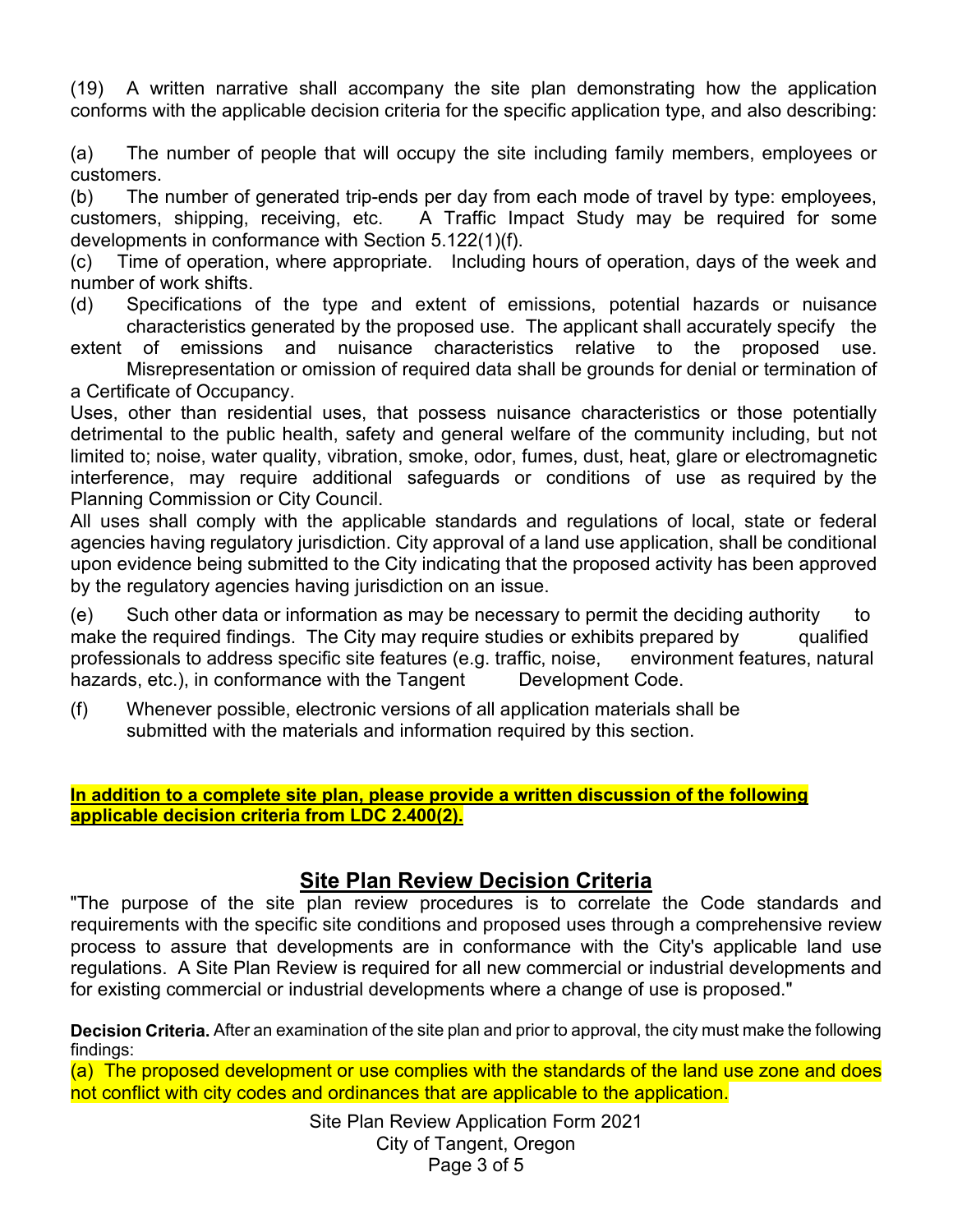(19) A written narrative shall accompany the site plan demonstrating how the application conforms with the applicable decision criteria for the specific application type, and also describing:

(a) The number of people that will occupy the site including family members, employees or customers.

(b) The number of generated trip-ends per day from each mode of travel by type: employees, customers, shipping, receiving, etc. A Traffic Impact Study may be required for some developments in conformance with Section 5.122(1)(f).

(c) Time of operation, where appropriate. Including hours of operation, days of the week and number of work shifts.

(d) Specifications of the type and extent of emissions, potential hazards or nuisance characteristics generated by the proposed use. The applicant shall accurately specify the extent of emissions and nuisance characteristics relative to the proposed use. Misrepresentation or omission of required data shall be grounds for denial or termination of a Certificate of Occupancy.

Uses, other than residential uses, that possess nuisance characteristics or those potentially detrimental to the public health, safety and general welfare of the community including, but not limited to; noise, water quality, vibration, smoke, odor, fumes, dust, heat, glare or electromagnetic interference, may require additional safeguards or conditions of use as required by the Planning Commission or City Council.

All uses shall comply with the applicable standards and regulations of local, state or federal agencies having regulatory jurisdiction. City approval of a land use application, shall be conditional upon evidence being submitted to the City indicating that the proposed activity has been approved by the regulatory agencies having jurisdiction on an issue.

(e) Such other data or information as may be necessary to permit the deciding authority to make the required findings. The City may require studies or exhibits prepared by qualified professionals to address specific site features (e.g. traffic, noise, environment features, natural hazards, etc.), in conformance with the Tangent Development Code.

(f) Whenever possible, electronic versions of all application materials shall be submitted with the materials and information required by this section.

**In addition to a complete site plan, please provide a written discussion of the following applicable decision criteria from LDC 2.400(2).**

## Site Plan Review Decision Criteria

"The purpose of the site plan review procedures is to correlate the Code standards and requirements with the specific site conditions and proposed uses through a comprehensive review process to assure that developments are in conformance with the City's applicable land use regulations. A Site Plan Review is required for all new commercial or industrial developments and for existing commercial or industrial developments where a change of use is proposed."

**Decision Criteria.** After an examination of the site plan and prior to approval, the city must make the following findings:

(a) The proposed development or use complies with the standards of the land use zone and does not conflict with city codes and ordinances that are applicable to the application.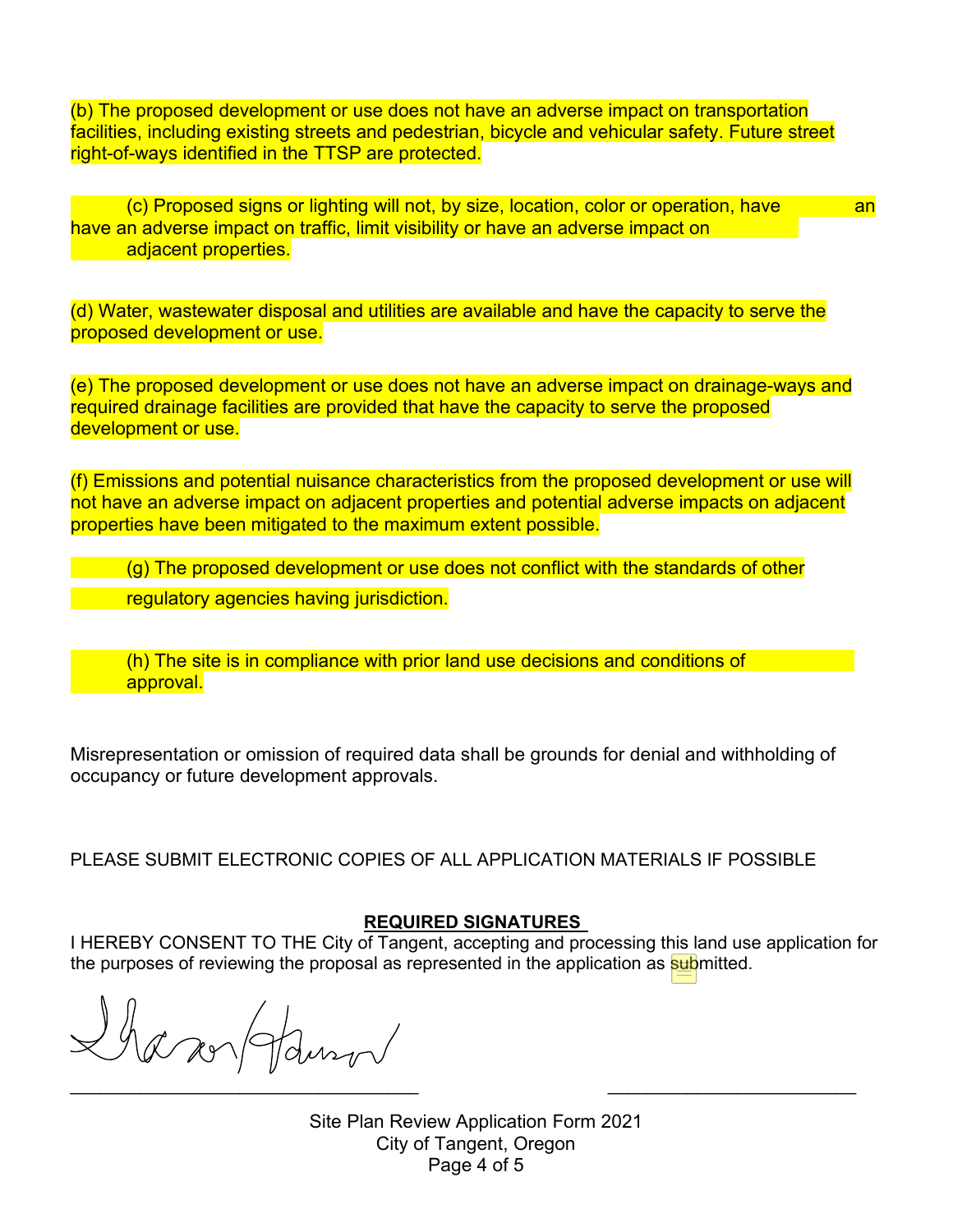(b) The proposed development or use does not have an adverse impact on transportation facilities, including existing streets and pedestrian, bicycle and vehicular safety. Future street right-of-ways identified in the TTSP are protected.

(c) Proposed signs or lighting will not, by size, location, color or operation, have an have an adverse impact on traffic, limit visibility or have an adverse impact on adjacent properties.

(d) Water, wastewater disposal and utilities are available and have the capacity to serve the proposed development or use.

(e) The proposed development or use does not have an adverse impact on drainage-ways and required drainage facilities are provided that have the capacity to serve the proposed development or use.

(f) Emissions and potential nuisance characteristics from the proposed development or use will not have an adverse impact on adjacent properties and potential adverse impacts on adjacent properties have been mitigated to the maximum extent possible.

(g) The proposed development or use does not conflict with the standards of other regulatory agencies having jurisdiction.

(h) The site is in compliance with prior land use decisions and conditions of approval.

Misrepresentation or omission of required data shall be grounds for denial and withholding of occupancy or future development approvals.

PLEASE SUBMIT ELECTRONIC COPIES OF ALL APPLICATION MATERIALS IF POSSIBLE

**REQUIRED SIGNATURES**

I HEREBY CONSENT TO THE City of Tangent, accepting and processing this land use application for the purposes of reviewing the proposal as represented in the application as submitted.

\_\_\_\_\_\_\_\_\_\_\_\_\_\_\_\_\_\_\_\_\_\_\_\_\_\_\_\_\_\_\_\_\_\_ \_\_\_\_\_\_\_\_\_\_\_\_\_\_\_\_\_\_\_\_\_\_\_\_\_

Site Plan Review Application Form 2021
City of Tangent, Oregon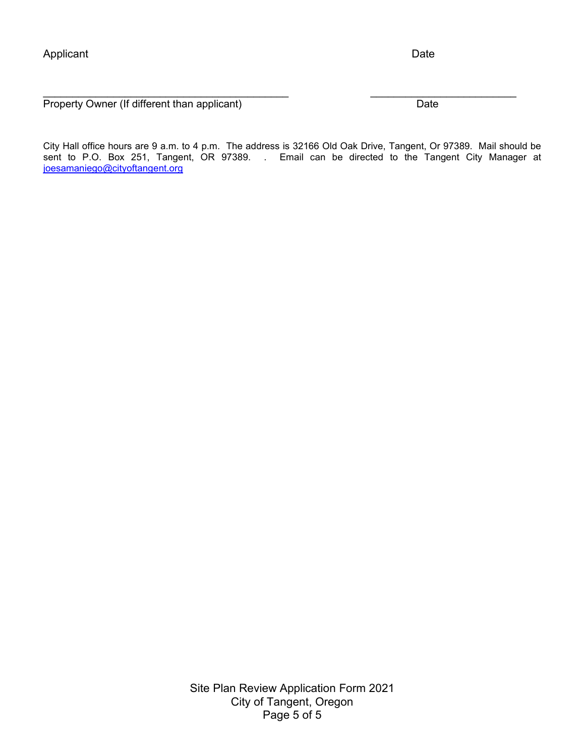Applicant                                                                                    Date

\_\_\_\_\_\_\_\_\_\_\_\_\_\_\_\_\_\_\_\_\_\_\_\_\_\_\_\_\_\_\_\_\_\_\_\_\_\_\_\_\_\_\_\_                    \_\_\_\_\_\_\_\_\_\_\_\_\_\_\_\_\_\_\_\_\_\_\_\_\_\_

Property Owner (If different than applicant)                                        Date

City Hall office hours are 9 a.m. to 4 p.m. The address is 32166 Old Oak Drive, Tangent, Or 97389. Mail should be sent to P.O. Box 251, Tangent, OR 97389. . Email can be directed to the Tangent City Manager at joesamaniego@cityoftangent.org

Site Plan Review Application Form 2021
City of Tangent, Oregon